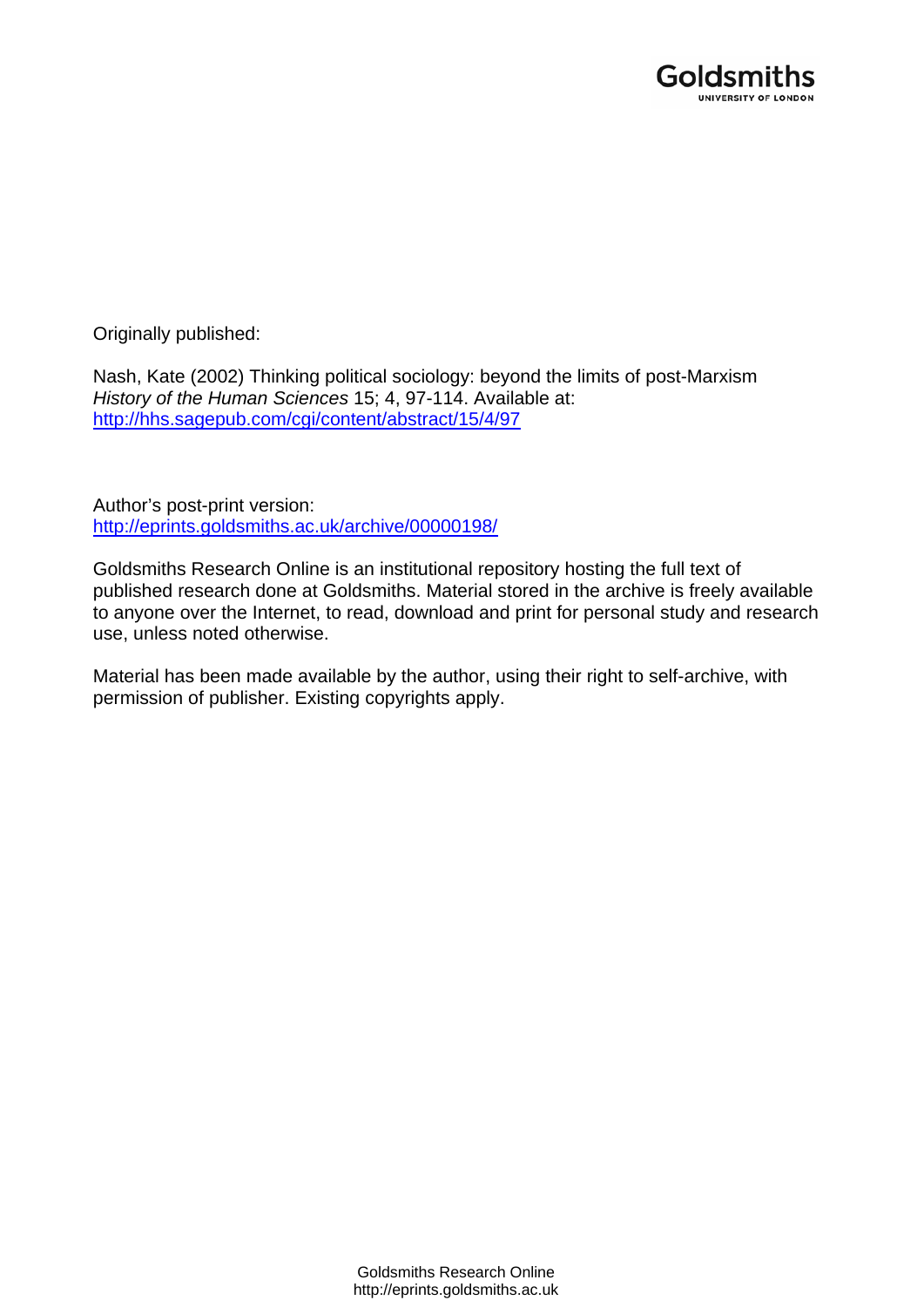Goldsmiths
UNIVERSITY OF LONDON

Originally published:

Nash, Kate (2002) Thinking political sociology: beyond the limits of post-Marxism *History of the Human Sciences* 15; 4, 97-114. Available at: http://hhs.sagepub.com/cgi/content/abstract/15/4/97

Author's post-print version:
http://eprints.goldsmiths.ac.uk/archive/00000198/

Goldsmiths Research Online is an institutional repository hosting the full text of published research done at Goldsmiths. Material stored in the archive is freely available to anyone over the Internet, to read, download and print for personal study and research use, unless noted otherwise.

Material has been made available by the author, using their right to self-archive, with permission of publisher. Existing copyrights apply.

Goldsmiths Research Online
http://eprints.goldsmiths.ac.uk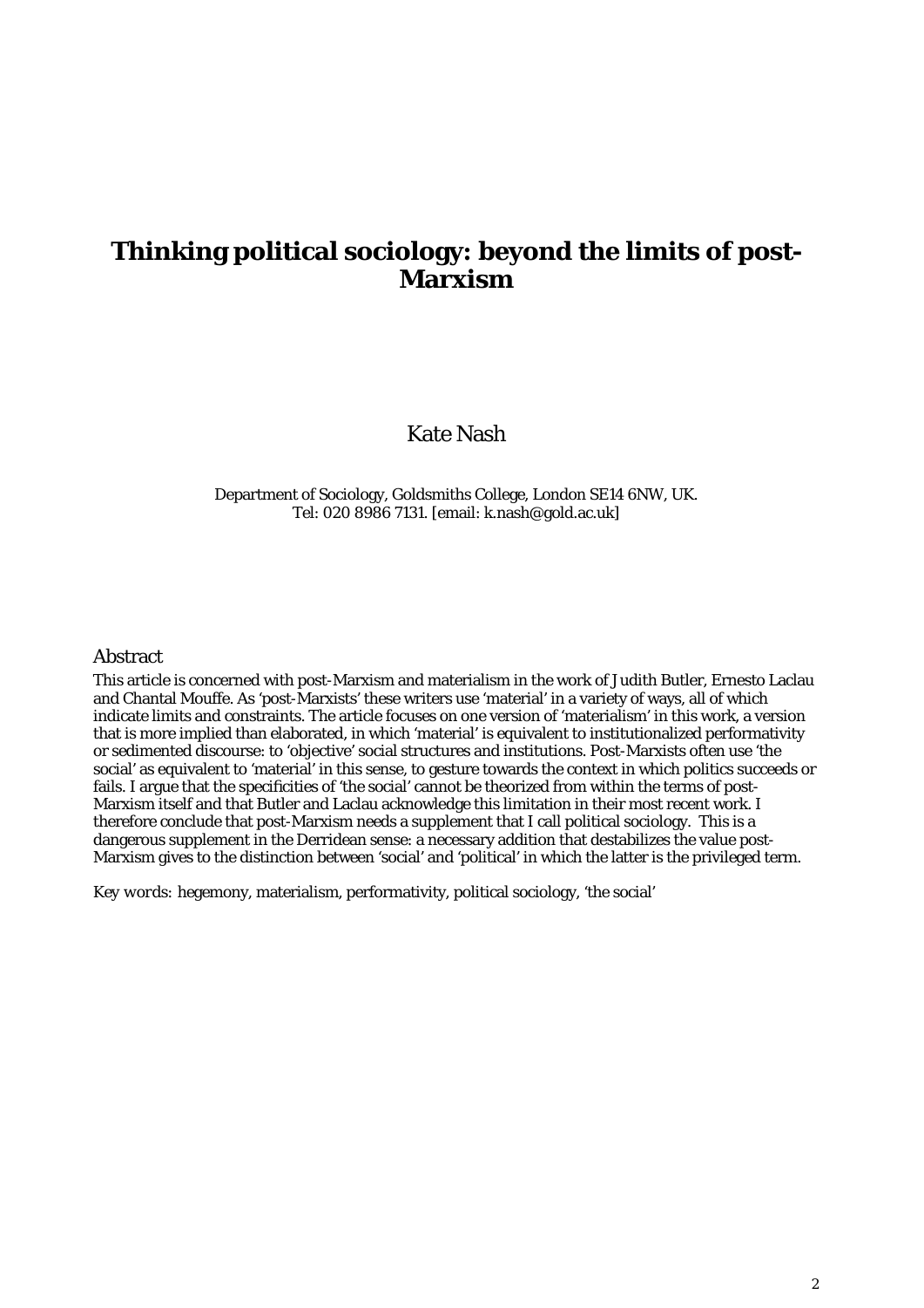# Thinking political sociology: beyond the limits of post-Marxism

Kate Nash

Department of Sociology, Goldsmiths College, London SE14 6NW, UK.
Tel: 020 8986 7131. [email: k.nash@gold.ac.uk]

## Abstract

This article is concerned with post-Marxism and materialism in the work of Judith Butler, Ernesto Laclau and Chantal Mouffe. As 'post-Marxists' these writers use 'material' in a variety of ways, all of which indicate limits and constraints. The article focuses on one version of 'materialism' in this work, a version that is more implied than elaborated, in which 'material' is equivalent to institutionalized performativity or sedimented discourse: to 'objective' social structures and institutions. Post-Marxists often use 'the social' as equivalent to 'material' in this sense, to gesture towards the context in which politics succeeds or fails. I argue that the specificities of 'the social' cannot be theorized from within the terms of post-Marxism itself and that Butler and Laclau acknowledge this limitation in their most recent work. I therefore conclude that post-Marxism needs a supplement that I call political sociology. This is a dangerous supplement in the Derridean sense: a necessary addition that destabilizes the value post-Marxism gives to the distinction between 'social' and 'political' in which the latter is the privileged term.

Key words: hegemony, materialism, performativity, political sociology, 'the social'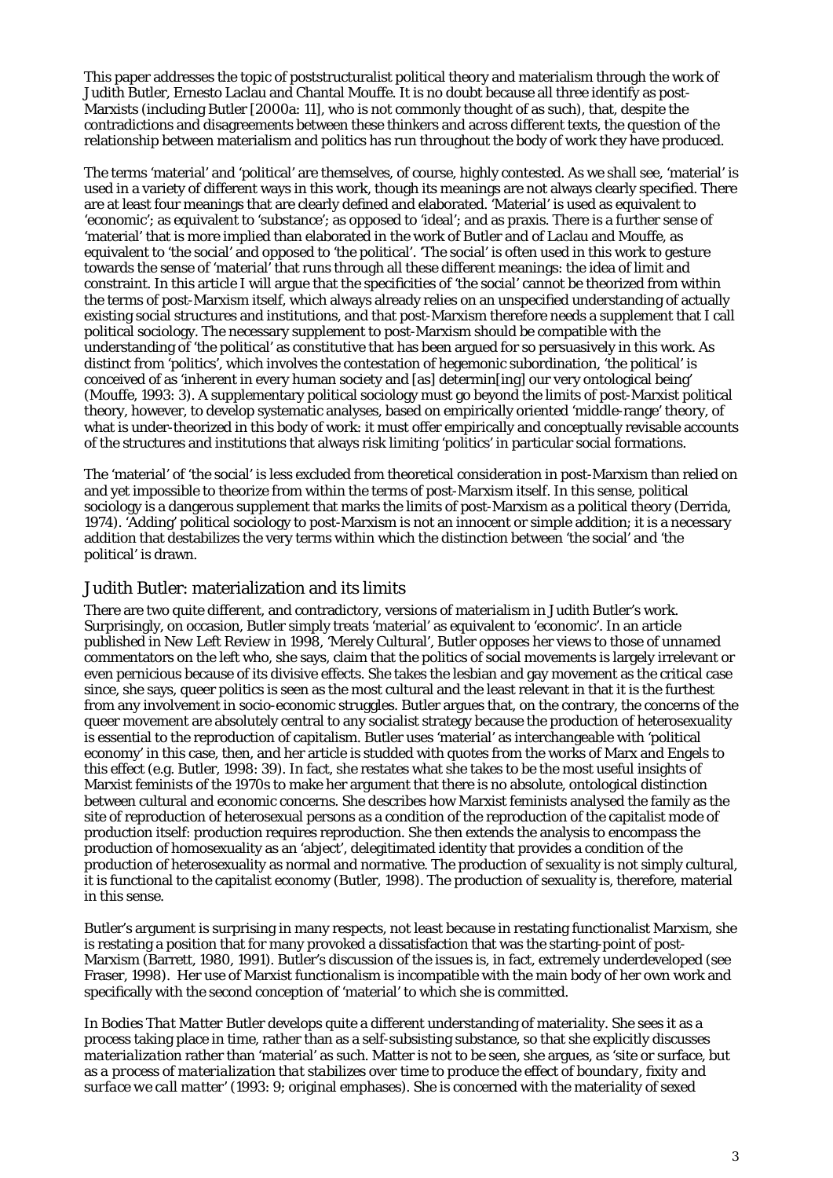This paper addresses the topic of poststructuralist political theory and materialism through the work of Judith Butler, Ernesto Laclau and Chantal Mouffe. It is no doubt because all three identify as post-Marxists (including Butler [2000a: 11], who is not commonly thought of as such), that, despite the contradictions and disagreements between these thinkers and across different texts, the question of the relationship between materialism and politics has run throughout the body of work they have produced.

The terms 'material' and 'political' are themselves, of course, highly contested. As we shall see, 'material' is used in a variety of different ways in this work, though its meanings are not always clearly specified. There are at least four meanings that are clearly defined and elaborated. 'Material' is used as equivalent to 'economic'; as equivalent to 'substance'; as opposed to 'ideal'; and as praxis. There is a further sense of 'material' that is more implied than elaborated in the work of Butler and of Laclau and Mouffe, as equivalent to 'the social' and opposed to 'the political'. 'The social' is often used in this work to gesture towards the sense of 'material' that runs through all these different meanings: the idea of limit and constraint. In this article I will argue that the specificities of 'the social' cannot be theorized from within the terms of post-Marxism itself, which always already relies on an unspecified understanding of actually existing social structures and institutions, and that post-Marxism therefore needs a supplement that I call political sociology. The necessary supplement to post-Marxism should be compatible with the understanding of 'the political' as constitutive that has been argued for so persuasively in this work. As distinct from 'politics', which involves the contestation of hegemonic subordination, 'the political' is conceived of as 'inherent in every human society and [as] determin[ing] our very ontological being' (Mouffe, 1993: 3). A supplementary political sociology must go beyond the limits of post-Marxist political theory, however, to develop systematic analyses, based on empirically oriented 'middle-range' theory, of what is under-theorized in this body of work: it must offer empirically and conceptually revisable accounts of the structures and institutions that always risk limiting 'politics' in particular social formations.

The 'material' of 'the social' is less excluded from theoretical consideration in post-Marxism than relied on and yet impossible to theorize from within the terms of post-Marxism itself. In this sense, political sociology is a dangerous supplement that marks the limits of post-Marxism as a political theory (Derrida, 1974). 'Adding' political sociology to post-Marxism is not an innocent or simple addition; it is a necessary addition that destabilizes the very terms within which the distinction between 'the social' and 'the political' is drawn.

## Judith Butler: materialization and its limits

There are two quite different, and contradictory, versions of materialism in Judith Butler's work. Surprisingly, on occasion, Butler simply treats 'material' as equivalent to 'economic'. In an article published in New Left Review in 1998, 'Merely Cultural', Butler opposes her views to those of unnamed commentators on the left who, she says, claim that the politics of social movements is largely irrelevant or even pernicious because of its divisive effects. She takes the lesbian and gay movement as the critical case since, she says, queer politics is seen as the most cultural and the least relevant in that it is the furthest from any involvement in socio-economic struggles. Butler argues that, on the contrary, the concerns of the queer movement are absolutely central to any socialist strategy because the production of heterosexuality is essential to the reproduction of capitalism. Butler uses 'material' as interchangeable with 'political economy' in this case, then, and her article is studded with quotes from the works of Marx and Engels to this effect (e.g. Butler, 1998: 39). In fact, she restates what she takes to be the most useful insights of Marxist feminists of the 1970s to make her argument that there is no absolute, ontological distinction between cultural and economic concerns. She describes how Marxist feminists analysed the family as the site of reproduction of heterosexual persons as a condition of the reproduction of the capitalist mode of production itself: production requires reproduction. She then extends the analysis to encompass the production of homosexuality as an 'abject', delegitimated identity that provides a condition of the production of heterosexuality as normal and normative. The production of sexuality is not simply cultural, it is functional to the capitalist economy (Butler, 1998). The production of sexuality is, therefore, material in this sense.

Butler's argument is surprising in many respects, not least because in restating functionalist Marxism, she is restating a position that for many provoked a dissatisfaction that was the starting-point of post-Marxism (Barrett, 1980, 1991). Butler's discussion of the issues is, in fact, extremely underdeveloped (see Fraser, 1998). Her use of Marxist functionalism is incompatible with the main body of her own work and specifically with the second conception of 'material' to which she is committed.

In *Bodies That Matter* Butler develops quite a different understanding of materiality. She sees it as a process taking place in time, rather than as a self-subsisting substance, so that she explicitly discusses *materialization* rather than 'material' as such. Matter is not to be seen, she argues, as 'site or surface, but as *a process of materialization that stabilizes over time to produce the effect of boundary, fixity and surface we call matter*' (1993: 9; original emphases). She is concerned with the materiality of sexed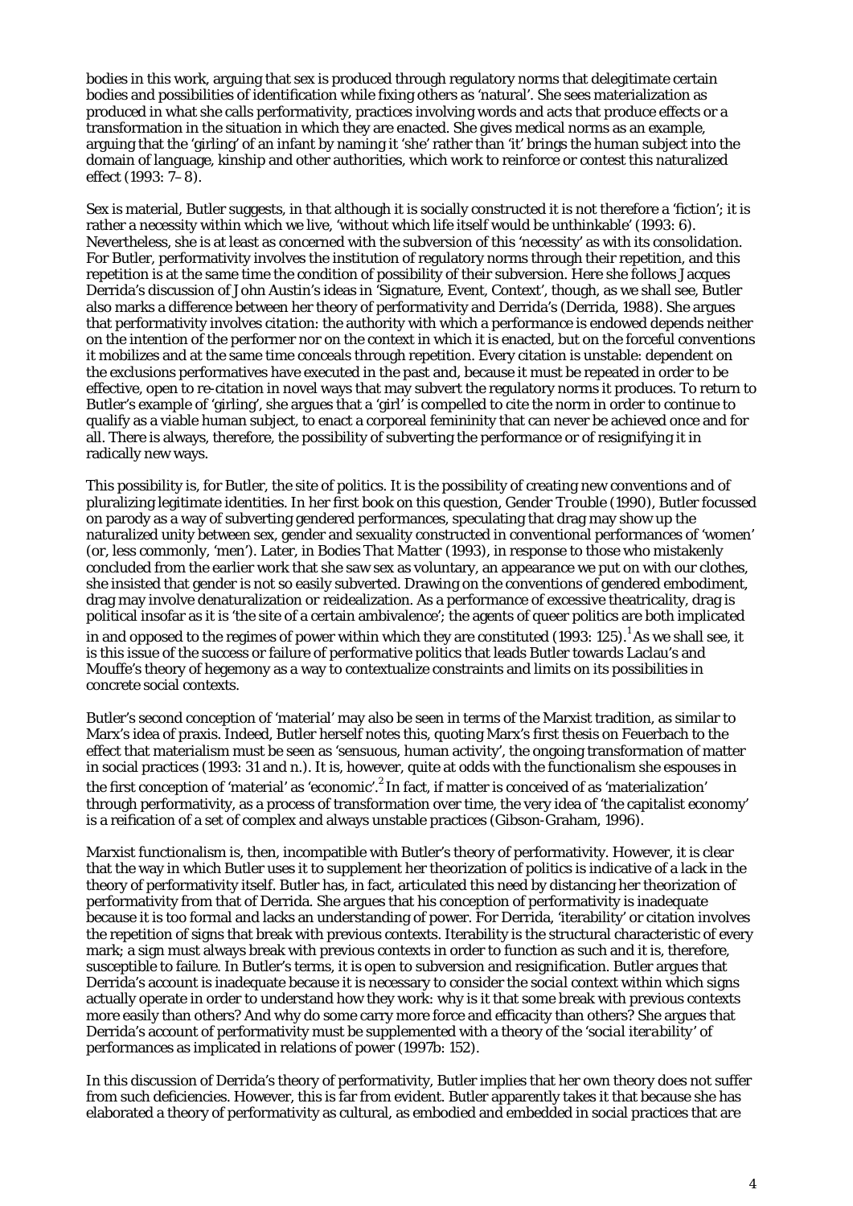bodies in this work, arguing that sex is produced through regulatory norms that delegitimate certain bodies and possibilities of identification while fixing others as 'natural'. She sees materialization as produced in what she calls performativity, practices involving words and acts that produce effects or a transformation in the situation in which they are enacted. She gives medical norms as an example, arguing that the 'girling' of an infant by naming it 'she' rather than 'it' brings the human subject into the domain of language, kinship and other authorities, which work to reinforce or contest this naturalized effect (1993: 7–8).

Sex is material, Butler suggests, in that although it is socially constructed it is not therefore a 'fiction'; it is rather a necessity within which we live, 'without which life itself would be unthinkable' (1993: 6). Nevertheless, she is at least as concerned with the subversion of this 'necessity' as with its consolidation. For Butler, performativity involves the institution of regulatory norms through their repetition, and this repetition is at the same time the condition of possibility of their subversion. Here she follows Jacques Derrida's discussion of John Austin's ideas in 'Signature, Event, Context', though, as we shall see, Butler also marks a difference between her theory of performativity and Derrida's (Derrida, 1988). She argues that performativity involves *citation*: the authority with which a performance is endowed depends neither on the intention of the performer nor on the context in which it is enacted, but on the forceful conventions it mobilizes and at the same time conceals through repetition. Every citation is unstable: dependent on the exclusions performatives have executed in the past and, because it must be repeated in order to be effective, open to re-citation in novel ways that may subvert the regulatory norms it produces. To return to Butler's example of 'girling', she argues that a 'girl' is compelled to cite the norm in order to continue to qualify as a viable human subject, to enact a corporeal femininity that can never be achieved once and for all. There is always, therefore, the possibility of subverting the performance or of resignifying it in radically new ways.

This possibility is, for Butler, the site of politics. It is the possibility of creating new conventions and of pluralizing legitimate identities. In her first book on this question, *Gender Trouble* (1990), Butler focussed on parody as a way of subverting gendered performances, speculating that drag may show up the naturalized unity between sex, gender and sexuality constructed in conventional performances of 'women' (or, less commonly, 'men'). Later, in *Bodies That Matter* (1993), in response to those who mistakenly concluded from the earlier work that she saw sex as voluntary, an appearance we put on with our clothes, she insisted that gender is not so easily subverted. Drawing on the conventions of gendered embodiment, drag may involve denaturalization or reidealization. As a performance of excessive theatricality, drag is political insofar as it is 'the site of a certain ambivalence'; the agents of queer politics are both implicated in and opposed to the regimes of power within which they are constituted (1993: 125).[1] As we shall see, it is this issue of the success or failure of performative politics that leads Butler towards Laclau's and Mouffe's theory of hegemony as a way to contextualize constraints and limits on its possibilities in concrete social contexts.

Butler's second conception of 'material' may also be seen in terms of the Marxist tradition, as similar to Marx's idea of praxis. Indeed, Butler herself notes this, quoting Marx's first thesis on Feuerbach to the effect that materialism must be seen as 'sensuous, human activity', the ongoing transformation of matter in social practices (1993: 31 and n.). It is, however, quite at odds with the functionalism she espouses in the first conception of 'material' as 'economic'.[2] In fact, if matter is conceived of as 'materialization' through performativity, as a process of transformation over time, the very idea of 'the capitalist economy' is a reification of a set of complex and always unstable practices (Gibson-Graham, 1996).

Marxist functionalism is, then, incompatible with Butler's theory of performativity. However, it is clear that the way in which Butler uses it to supplement her theorization of politics is indicative of a lack in the theory of performativity itself. Butler has, in fact, articulated this need by distancing her theorization of performativity from that of Derrida. She argues that his conception of performativity is inadequate because it is too formal and lacks an understanding of power. For Derrida, 'iterability' or citation involves the repetition of signs that break with previous contexts. Iterability is the structural characteristic of every mark; a sign must always break with previous contexts in order to function as such and it is, therefore, susceptible to failure. In Butler's terms, it is open to subversion and resignification. Butler argues that Derrida's account is inadequate because it is necessary to consider the social context within which signs actually operate in order to understand how they work: why is it that some break with previous contexts more easily than others? And why do some carry more force and efficacity than others? She argues that Derrida's account of performativity must be supplemented with a theory of the '*social iterability*' of performances as implicated in relations of power (1997b: 152).

In this discussion of Derrida's theory of performativity, Butler implies that her own theory does not suffer from such deficiencies. However, this is far from evident. Butler apparently takes it that because she has elaborated a theory of performativity as cultural, as embodied and embedded in social practices that are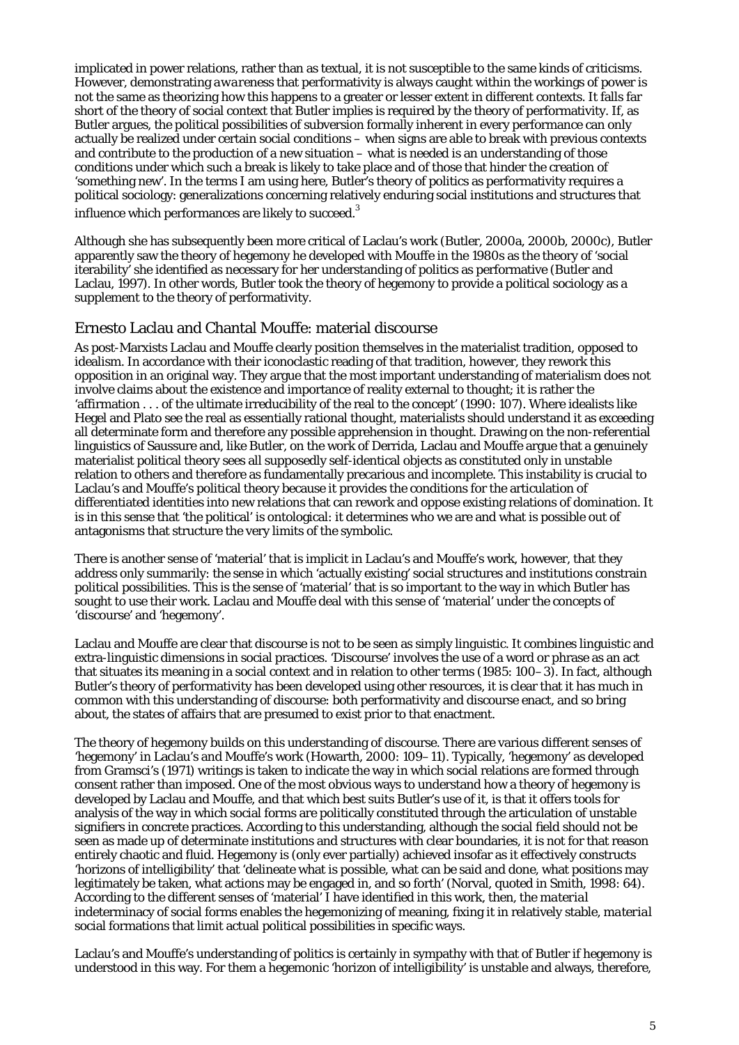implicated in power relations, rather than as textual, it is not susceptible to the same kinds of criticisms. However, demonstrating *awareness* that performativity is always caught within the workings of power is not the same as theorizing how this happens to a greater or lesser extent in different contexts. It falls far short of the theory of social context that Butler implies is required by the theory of performativity. If, as Butler argues, the political possibilities of subversion formally inherent in every performance can only actually be realized under certain social conditions – when signs are able to break with previous contexts and contribute to the production of a new situation – what is needed is an understanding of those conditions under which such a break is likely to take place and of those that hinder the creation of 'something new'. In the terms I am using here, Butler's theory of politics as performativity requires a political sociology: generalizations concerning relatively enduring social institutions and structures that influence which performances are likely to succeed.[3]

Although she has subsequently been more critical of Laclau's work (Butler, 2000a, 2000b, 2000c), Butler apparently saw the theory of hegemony he developed with Mouffe in the 1980s as the theory of 'social iterability' she identified as necessary for her understanding of politics as performative (Butler and Laclau, 1997). In other words, Butler took the theory of hegemony to provide a political sociology as a supplement to the theory of performativity.

## Ernesto Laclau and Chantal Mouffe: material discourse

As post-Marxists Laclau and Mouffe clearly position themselves in the materialist tradition, opposed to idealism. In accordance with their iconoclastic reading of that tradition, however, they rework this opposition in an original way. They argue that the most important understanding of materialism does not involve claims about the existence and importance of reality external to thought; it is rather the 'affirmation . . . of the ultimate irreducibility of the real to the concept' (1990: 107). Where idealists like Hegel and Plato see the real as essentially rational thought, materialists should understand it as exceeding all determinate form and therefore any possible apprehension in thought. Drawing on the non-referential linguistics of Saussure and, like Butler, on the work of Derrida, Laclau and Mouffe argue that a genuinely materialist political theory sees all supposedly self-identical objects as constituted only in unstable relation to others and therefore as fundamentally precarious and incomplete. This instability is crucial to Laclau's and Mouffe's political theory because it provides the conditions for the articulation of differentiated identities into new relations that can rework and oppose existing relations of domination. It is in this sense that 'the political' is ontological: it determines who we are and what is possible out of antagonisms that structure the very limits of the symbolic.

There is another sense of 'material' that is implicit in Laclau's and Mouffe's work, however, that they address only summarily: the sense in which 'actually existing' social structures and institutions constrain political possibilities. This is the sense of 'material' that is so important to the way in which Butler has sought to use their work. Laclau and Mouffe deal with this sense of 'material' under the concepts of 'discourse' and 'hegemony'.

Laclau and Mouffe are clear that discourse is not to be seen as simply linguistic. It combines linguistic and extra-linguistic dimensions in social practices. 'Discourse' involves the use of a word or phrase as an act that situates its meaning in a social context and in relation to other terms (1985: 100–3). In fact, although Butler's theory of performativity has been developed using other resources, it is clear that it has much in common with this understanding of discourse: both performativity and discourse enact, and so bring about, the states of affairs that are presumed to exist prior to that enactment.

The theory of hegemony builds on this understanding of discourse. There are various different senses of 'hegemony' in Laclau's and Mouffe's work (Howarth, 2000: 109–11). Typically, 'hegemony' as developed from Gramsci's (1971) writings is taken to indicate the way in which social relations are formed through consent rather than imposed. One of the most obvious ways to understand how a theory of hegemony is developed by Laclau and Mouffe, and that which best suits Butler's use of it, is that it offers tools for analysis of the way in which social forms are politically constituted through the articulation of unstable signifiers in concrete practices. According to this understanding, although the social field should not be seen as made up of determinate institutions and structures with clear boundaries, it is not for that reason entirely chaotic and fluid. Hegemony is (only ever partially) achieved insofar as it effectively constructs 'horizons of intelligibility' that 'delineate what is possible, what can be said and done, what positions may legitimately be taken, what actions may be engaged in, and so forth' (Norval, quoted in Smith, 1998: 64). According to the different senses of 'material' I have identified in this work, then, the *material* indeterminacy of social forms enables the hegemonizing of meaning, fixing it in relatively stable, *material* social formations that limit actual political possibilities in specific ways.

Laclau's and Mouffe's understanding of politics is certainly in sympathy with that of Butler if hegemony is understood in this way. For them a hegemonic 'horizon of intelligibility' is unstable and always, therefore,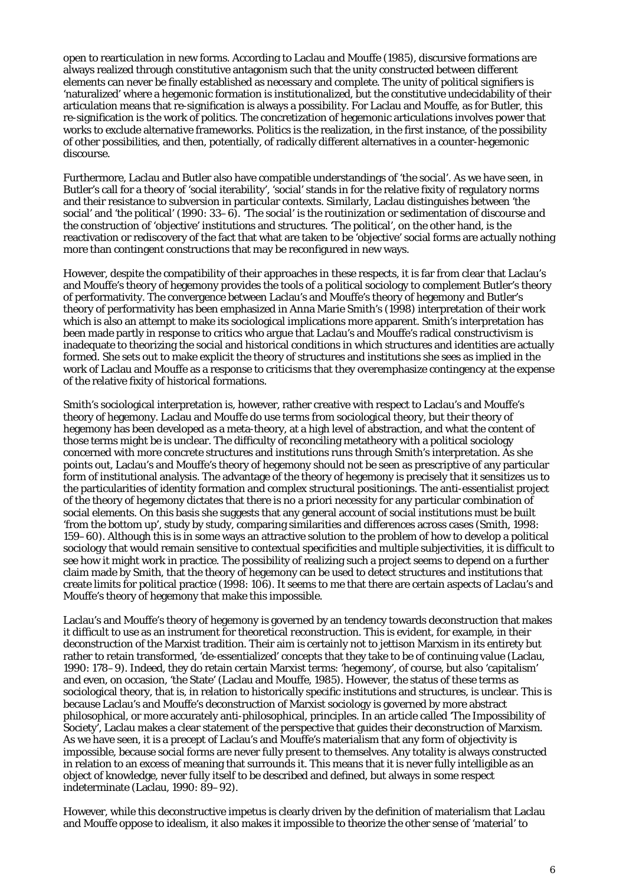open to rearticulation in new forms. According to Laclau and Mouffe (1985), discursive formations are always realized through constitutive antagonism such that the unity constructed between different elements can never be finally established as necessary and complete. The unity of political signifiers is 'naturalized' where a hegemonic formation is institutionalized, but the constitutive undecidability of their articulation means that re-signification is always a possibility. For Laclau and Mouffe, as for Butler, this re-signification is the work of politics. The concretization of hegemonic articulations involves power that works to exclude alternative frameworks. Politics is the realization, in the first instance, of the possibility of other possibilities, and then, potentially, of radically different alternatives in a counter-hegemonic discourse.

Furthermore, Laclau and Butler also have compatible understandings of 'the social'. As we have seen, in Butler's call for a theory of 'social iterability', 'social' stands in for the relative fixity of regulatory norms and their resistance to subversion in particular contexts. Similarly, Laclau distinguishes between 'the social' and 'the political' (1990: 33–6). 'The social' is the routinization or sedimentation of discourse and the construction of 'objective' institutions and structures. 'The political', on the other hand, is the reactivation or rediscovery of the fact that what are taken to be 'objective' social forms are actually nothing more than contingent constructions that may be reconfigured in new ways.

However, despite the compatibility of their approaches in these respects, it is far from clear that Laclau's and Mouffe's theory of hegemony provides the tools of a political sociology to complement Butler's theory of performativity. The convergence between Laclau's and Mouffe's theory of hegemony and Butler's theory of performativity has been emphasized in Anna Marie Smith's (1998) interpretation of their work which is also an attempt to make its sociological implications more apparent. Smith's interpretation has been made partly in response to critics who argue that Laclau's and Mouffe's radical constructivism is inadequate to theorizing the social and historical conditions in which structures and identities are actually formed. She sets out to make explicit the theory of structures and institutions she sees as implied in the work of Laclau and Mouffe as a response to criticisms that they overemphasize contingency at the expense of the relative fixity of historical formations.

Smith's sociological interpretation is, however, rather creative with respect to Laclau's and Mouffe's theory of hegemony. Laclau and Mouffe do use terms from sociological theory, but their theory of hegemony has been developed as a meta-theory, at a high level of abstraction, and what the content of those terms might be is unclear. The difficulty of reconciling metatheory with a political sociology concerned with more concrete structures and institutions runs through Smith's interpretation. As she points out, Laclau's and Mouffe's theory of hegemony should not be seen as prescriptive of any particular form of institutional analysis. The advantage of the theory of hegemony is precisely that it sensitizes us to the particularities of identity formation and complex structural positionings. The anti-essentialist project of the theory of hegemony dictates that there is no a priori necessity for any particular combination of social elements. On this basis she suggests that any general account of social institutions must be built 'from the bottom up', study by study, comparing similarities and differences across cases (Smith, 1998: 159–60). Although this is in some ways an attractive solution to the problem of how to develop a political sociology that would remain sensitive to contextual specificities and multiple subjectivities, it is difficult to see how it might work in practice. The possibility of realizing such a project seems to depend on a further claim made by Smith, that the theory of hegemony can be used to detect structures and institutions that create limits for political practice (1998: 106). It seems to me that there are certain aspects of Laclau's and Mouffe's theory of hegemony that make this impossible.

Laclau's and Mouffe's theory of hegemony is governed by an tendency towards deconstruction that makes it difficult to use as an instrument for theoretical reconstruction. This is evident, for example, in their deconstruction of the Marxist tradition. Their aim is certainly not to jettison Marxism in its entirety but rather to retain transformed, 'de-essentialized' concepts that they take to be of continuing value (Laclau, 1990: 178–9). Indeed, they do retain certain Marxist terms: 'hegemony', of course, but also 'capitalism' and even, on occasion, 'the State' (Laclau and Mouffe, 1985). However, the status of these terms as sociological theory, that is, in relation to historically specific institutions and structures, is unclear. This is because Laclau's and Mouffe's deconstruction of Marxist sociology is governed by more abstract philosophical, or more accurately anti-philosophical, principles. In an article called 'The Impossibility of Society', Laclau makes a clear statement of the perspective that guides their deconstruction of Marxism. As we have seen, it is a precept of Laclau's and Mouffe's materialism that any form of objectivity is impossible, because social forms are never fully present to themselves. Any totality is always constructed in relation to an excess of meaning that surrounds it. This means that it is never fully intelligible as an object of knowledge, never fully itself to be described and defined, but always in some respect indeterminate (Laclau, 1990: 89–92).

However, while this deconstructive impetus is clearly driven by the definition of materialism that Laclau and Mouffe oppose to idealism, it also makes it impossible to theorize the other sense of 'material' to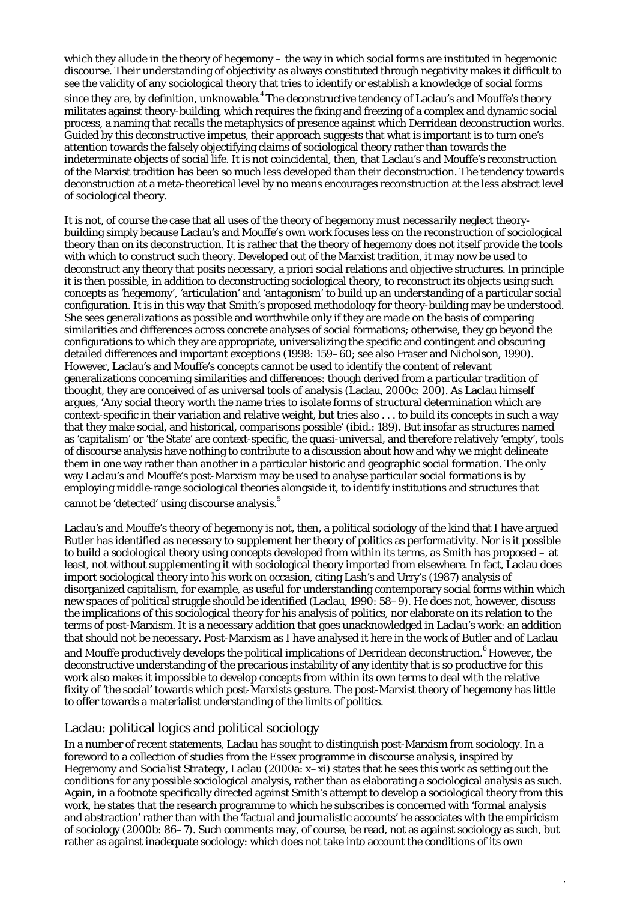which they allude in the theory of hegemony – the way in which social forms are instituted in hegemonic discourse. Their understanding of objectivity as always constituted through negativity makes it difficult to see the validity of any sociological theory that tries to identify or establish a knowledge of social forms since they are, by definition, unknowable.[4] The deconstructive tendency of Laclau's and Mouffe's theory militates against theory-building, which requires the fixing and freezing of a complex and dynamic social process, a naming that recalls the metaphysics of presence against which Derridean deconstruction works. Guided by this deconstructive impetus, their approach suggests that what is important is to turn one's attention towards the falsely objectifying claims of sociological theory rather than towards the indeterminate objects of social life. It is not coincidental, then, that Laclau's and Mouffe's reconstruction of the Marxist tradition has been so much less developed than their deconstruction. The tendency towards deconstruction at a meta-theoretical level by no means encourages reconstruction at the less abstract level of sociological theory.

It is not, of course the case that all uses of the theory of hegemony must *necessarily* neglect theory-building simply because Laclau's and Mouffe's own work focuses less on the reconstruction of sociological theory than on its deconstruction. It is rather that the theory of hegemony does not itself provide the tools with which to construct such theory. Developed out of the Marxist tradition, it may now be used to deconstruct any theory that posits necessary, a priori social relations and objective structures. In principle it is then possible, in addition to deconstructing sociological theory, to reconstruct its objects using such concepts as 'hegemony', 'articulation' and 'antagonism' to build up an understanding of a particular social configuration. It is in this way that Smith's proposed methodology for theory-building may be understood. She sees generalizations as possible and worthwhile only if they are made on the basis of comparing similarities and differences across concrete analyses of social formations; otherwise, they go beyond the configurations to which they are appropriate, universalizing the specific and contingent and obscuring detailed differences and important exceptions (1998: 159–60; see also Fraser and Nicholson, 1990). However, Laclau's and Mouffe's concepts cannot be used to identify the content of relevant generalizations concerning similarities and differences: though derived from a particular tradition of thought, they are conceived of as universal tools of analysis (Laclau, 2000c: 200). As Laclau himself argues, 'Any social theory worth the name tries to isolate forms of structural determination which are context-specific in their variation and relative weight, but tries also . . . to build its concepts in such a way that they make social, and historical, comparisons possible' (ibid.: 189). But insofar as structures named as 'capitalism' or 'the State' are context-specific, the quasi-universal, and therefore relatively 'empty', tools of discourse analysis have nothing to contribute to a discussion about how and why we might delineate them in one way rather than another in a particular historic and geographic social formation. The only way Laclau's and Mouffe's post-Marxism may be used to analyse particular social formations is by employing middle-range sociological theories alongside it, to identify institutions and structures that cannot be 'detected' using discourse analysis.[5]

Laclau's and Mouffe's theory of hegemony is not, then, a political sociology of the kind that I have argued Butler has identified as necessary to supplement her theory of politics as performativity. Nor is it possible to build a sociological theory using concepts developed from within its terms, as Smith has proposed – at least, not without supplementing it with sociological theory imported from elsewhere. In fact, Laclau does import sociological theory into his work on occasion, citing Lash's and Urry's (1987) analysis of disorganized capitalism, for example, as useful for understanding contemporary social forms within which new spaces of political struggle should be identified (Laclau, 1990: 58–9). He does not, however, discuss the implications of this sociological theory for his analysis of politics, nor elaborate on its relation to the terms of post-Marxism. It is a necessary addition that goes unacknowledged in Laclau's work: an addition that should not be necessary. Post-Marxism as I have analysed it here in the work of Butler and of Laclau and Mouffe productively develops the political implications of Derridean deconstruction.[6] However, the deconstructive understanding of the precarious instability of any identity that is so productive for this work also makes it impossible to develop concepts from within its own terms to deal with the relative fixity of 'the social' towards which post-Marxists gesture. The post-Marxist theory of hegemony has little to offer towards a materialist understanding of the limits of politics.

## Laclau: political logics and political sociology

In a number of recent statements, Laclau has sought to distinguish post-Marxism from sociology. In a foreword to a collection of studies from the Essex programme in discourse analysis, inspired by *Hegemony and Socialist Strategy*, Laclau (2000a: x–xi) states that he sees this work as setting out the conditions for any possible sociological analysis, rather than as elaborating a sociological analysis as such. Again, in a footnote specifically directed against Smith's attempt to develop a sociological theory from this work, he states that the research programme to which he subscribes is concerned with 'formal analysis and abstraction' rather than with the 'factual and journalistic accounts' he associates with the empiricism of sociology (2000b: 86–7). Such comments may, of course, be read, not as against sociology as such, but rather as against inadequate sociology: which does not take into account the conditions of its own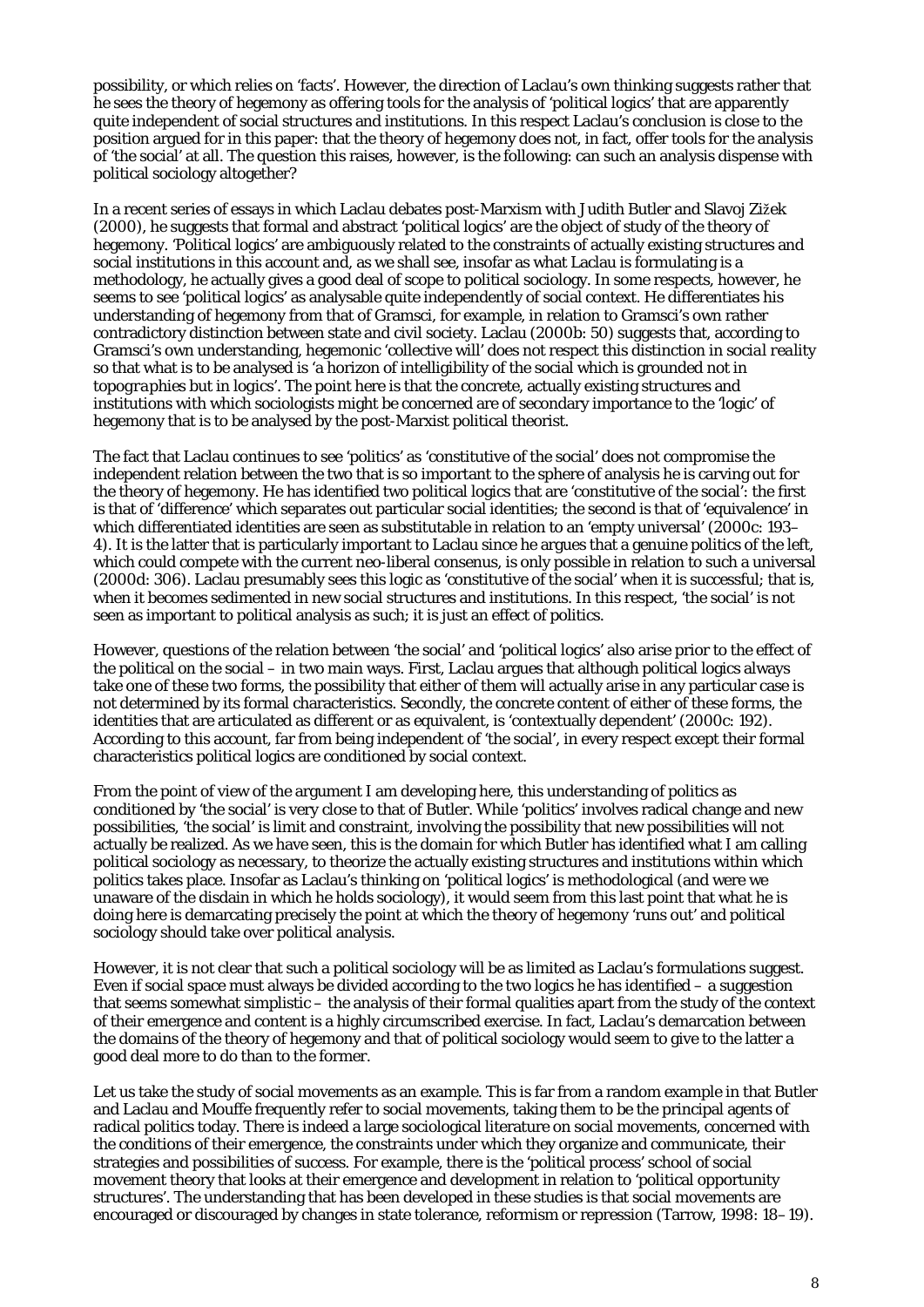possibility, or which relies on 'facts'. However, the direction of Laclau's own thinking suggests rather that he sees the theory of hegemony as offering tools for the analysis of 'political logics' that are apparently quite independent of social structures and institutions. In this respect Laclau's conclusion is close to the position argued for in this paper: that the theory of hegemony does not, in fact, offer tools for the analysis of 'the social' at all. The question this raises, however, is the following: can such an analysis dispense with political sociology altogether?

In a recent series of essays in which Laclau debates post-Marxism with Judith Butler and Slavoj Žižek (2000), he suggests that formal and abstract 'political logics' are the object of study of the theory of hegemony. 'Political logics' are ambiguously related to the constraints of actually existing structures and social institutions in this account and, as we shall see, insofar as what Laclau is formulating is a methodology, he actually gives a good deal of scope to political sociology. In some respects, however, he seems to see 'political logics' as analysable quite independently of social context. He differentiates his understanding of hegemony from that of Gramsci, for example, in relation to Gramsci's own rather contradictory distinction between state and civil society. Laclau (2000b: 50) suggests that, according to Gramsci's own understanding, hegemonic 'collective will' does not respect this distinction *in social reality* so that what is to be analysed is 'a horizon of intelligibility of the social which is grounded not in *topographies* but in *logics*'. The point here is that the concrete, actually existing structures and institutions with which sociologists might be concerned are of secondary importance to the 'logic' of hegemony that is to be analysed by the post-Marxist political theorist.

The fact that Laclau continues to see 'politics' as 'constitutive of the social' does not compromise the independent relation between the two that is so important to the sphere of analysis he is carving out for the theory of hegemony. He has identified two political logics that are 'constitutive of the social': the first is that of 'difference' which separates out particular social identities; the second is that of 'equivalence' in which differentiated identities are seen as substitutable in relation to an 'empty universal' (2000c: 193–4). It is the latter that is particularly important to Laclau since he argues that a genuine politics of the left, which could compete with the current neo-liberal consensus, is only possible in relation to such a universal (2000d: 306). Laclau presumably sees this logic as 'constitutive of the social' when it is successful; that is, when it becomes sedimented in new social structures and institutions. In this respect, 'the social' is not seen as important to political analysis as such; it is just an effect of politics.

However, questions of the relation between 'the social' and 'political logics' also arise prior to the effect of the political on the social – in two main ways. First, Laclau argues that although political logics always take one of these two forms, the possibility that either of them will actually arise in any particular case is not determined by its formal characteristics. Secondly, the concrete content of either of these forms, the identities that are articulated as different or as equivalent, is 'contextually dependent' (2000c: 192). According to this account, far from being independent of 'the social', in every respect except their formal characteristics political logics are conditioned by social context.

From the point of view of the argument I am developing here, this understanding of politics as conditioned by 'the social' is very close to that of Butler. While 'politics' involves radical change and new possibilities, 'the social' is limit and constraint, involving the possibility that new possibilities will not actually be realized. As we have seen, this is the domain for which Butler has identified what I am calling political sociology as necessary, to theorize the actually existing structures and institutions within which politics takes place. Insofar as Laclau's thinking on 'political logics' is methodological (and were we unaware of the disdain in which he holds sociology), it would seem from this last point that what he is doing here is demarcating precisely the point at which the theory of hegemony 'runs out' and political sociology should take over political analysis.

However, it is not clear that such a political sociology will be as limited as Laclau's formulations suggest. Even if social space must always be divided according to the two logics he has identified – a suggestion that seems somewhat simplistic – the analysis of their formal qualities apart from the study of the context of their emergence and content is a highly circumscribed exercise. In fact, Laclau's demarcation between the domains of the theory of hegemony and that of political sociology would seem to give to the latter a good deal more to do than to the former.

Let us take the study of social movements as an example. This is far from a random example in that Butler and Laclau and Mouffe frequently refer to social movements, taking them to be the principal agents of radical politics today. There is indeed a large sociological literature on social movements, concerned with the conditions of their emergence, the constraints under which they organize and communicate, their strategies and possibilities of success. For example, there is the 'political process' school of social movement theory that looks at their emergence and development in relation to 'political opportunity structures'. The understanding that has been developed in these studies is that social movements are encouraged or discouraged by changes in state tolerance, reformism or repression (Tarrow, 1998: 18–19).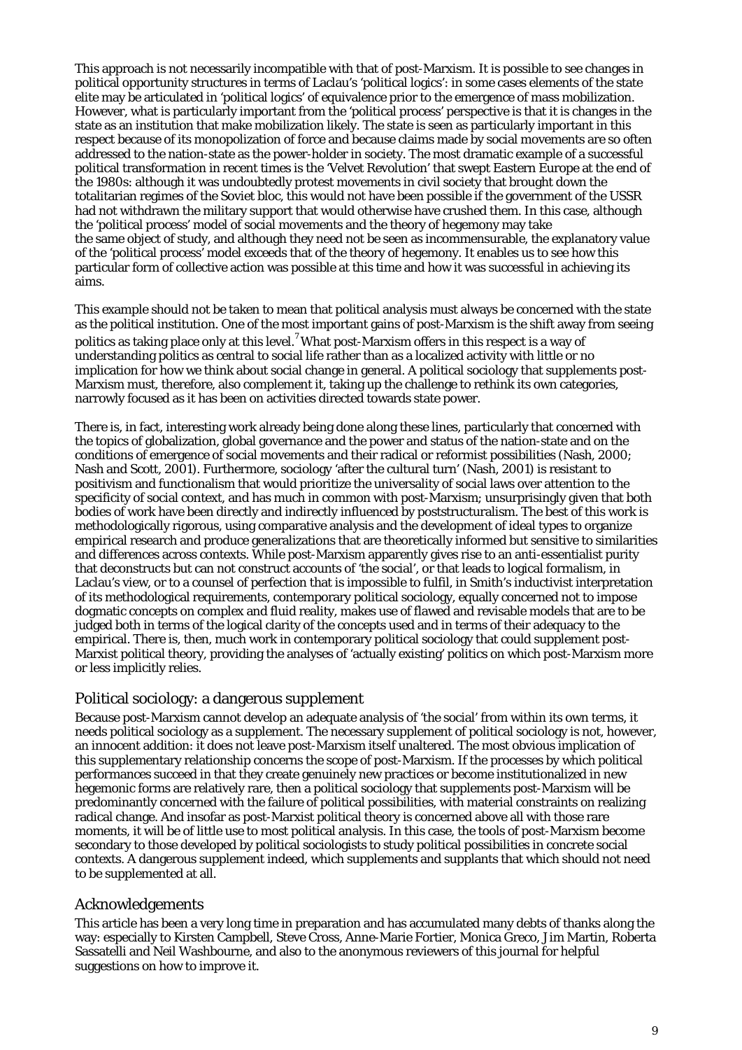This approach is not necessarily incompatible with that of post-Marxism. It is possible to see changes in political opportunity structures in terms of Laclau's 'political logics': in some cases elements of the state elite may be articulated in 'political logics' of equivalence prior to the emergence of mass mobilization. However, what is particularly important from the 'political process' perspective is that it is changes in the state as an institution that make mobilization likely. The state is seen as particularly important in this respect because of its monopolization of force and because claims made by social movements are so often addressed to the nation-state as the power-holder in society. The most dramatic example of a successful political transformation in recent times is the 'Velvet Revolution' that swept Eastern Europe at the end of the 1980s: although it was undoubtedly protest movements in civil society that brought down the totalitarian regimes of the Soviet bloc, this would not have been possible if the government of the USSR had not withdrawn the military support that would otherwise have crushed them. In this case, although the 'political process' model of social movements and the theory of hegemony may take the same object of study, and although they need not be seen as incommensurable, the explanatory value of the 'political process' model exceeds that of the theory of hegemony. It enables us to see how this particular form of collective action was possible at this time and how it was successful in achieving its aims.

This example should not be taken to mean that political analysis must always be concerned with the state as the political institution. One of the most important gains of post-Marxism is the shift away from seeing politics as taking place only at this level.[7] What post-Marxism offers in this respect is a way of understanding politics as central to social life rather than as a localized activity with little or no implication for how we think about social change in general. A political sociology that supplements post-Marxism must, therefore, also complement it, taking up the challenge to rethink its own categories, narrowly focused as it has been on activities directed towards state power.

There is, in fact, interesting work already being done along these lines, particularly that concerned with the topics of globalization, global governance and the power and status of the nation-state and on the conditions of emergence of social movements and their radical or reformist possibilities (Nash, 2000; Nash and Scott, 2001). Furthermore, sociology 'after the cultural turn' (Nash, 2001) is resistant to positivism and functionalism that would prioritize the universality of social laws over attention to the specificity of social context, and has much in common with post-Marxism; unsurprisingly given that both bodies of work have been directly and indirectly influenced by poststructuralism. The best of this work is methodologically rigorous, using comparative analysis and the development of ideal types to organize empirical research and produce generalizations that are theoretically informed but sensitive to similarities and differences across contexts. While post-Marxism apparently gives rise to an anti-essentialist purity that deconstructs but can not construct accounts of 'the social', or that leads to logical formalism, in Laclau's view, or to a counsel of perfection that is impossible to fulfil, in Smith's inductivist interpretation of its methodological requirements, contemporary political sociology, equally concerned not to impose dogmatic concepts on complex and fluid reality, makes use of flawed and revisable models that are to be judged both in terms of the logical clarity of the concepts used and in terms of their adequacy to the empirical. There is, then, much work in contemporary political sociology that could supplement post-Marxist political theory, providing the analyses of 'actually existing' politics on which post-Marxism more or less implicitly relies.

## Political sociology: a dangerous supplement

Because post-Marxism cannot develop an adequate analysis of 'the social' from within its own terms, it needs political sociology as a supplement. The necessary supplement of political sociology is not, however, an innocent addition: it does not leave post-Marxism itself unaltered. The most obvious implication of this supplementary relationship concerns the scope of post-Marxism. If the processes by which political performances succeed in that they create genuinely new practices or become institutionalized in new hegemonic forms are relatively rare, then a political sociology that supplements post-Marxism will be predominantly concerned with the failure of political possibilities, with material constraints on realizing radical change. And insofar as post-Marxist political theory is concerned above all with those rare moments, it will be of little use to most political analysis. In this case, the tools of post-Marxism become secondary to those developed by political sociologists to study political possibilities in concrete social contexts. A dangerous supplement indeed, which supplements and supplants that which should not need to be supplemented at all.

## Acknowledgements

This article has been a very long time in preparation and has accumulated many debts of thanks along the way: especially to Kirsten Campbell, Steve Cross, Anne-Marie Fortier, Monica Greco, Jim Martin, Roberta Sassatelli and Neil Washbourne, and also to the anonymous reviewers of this journal for helpful suggestions on how to improve it.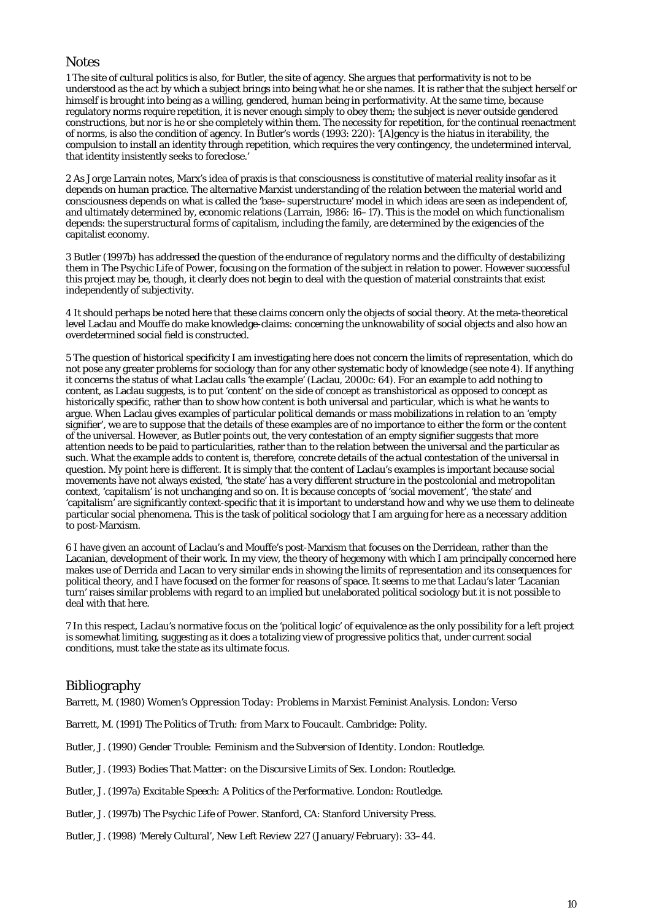## Notes

1 The site of cultural politics is also, for Butler, the site of agency. She argues that performativity is not to be understood as the act by which a subject brings into being what he or she names. It is rather that the subject herself or himself is brought into being as a willing, gendered, human being in performativity. At the same time, because regulatory norms require repetition, it is never enough simply to obey them; the subject is never outside gendered constructions, but nor is he or she completely within them. The necessity for repetition, for the continual reenactment of norms, is also the condition of agency. In Butler's words (1993: 220): '[A]gency is the hiatus in iterability, the compulsion to install an identity through repetition, which requires the very contingency, the undetermined interval, that identity insistently seeks to foreclose.'

2 As Jorge Larrain notes, Marx's idea of praxis is that consciousness is constitutive of material reality insofar as it depends on human practice. The alternative Marxist understanding of the relation between the material world and consciousness depends on what is called the 'base–superstructure' model in which ideas are seen as independent of, and ultimately determined by, economic relations (Larrain, 1986: 16–17). This is the model on which functionalism depends: the superstructural forms of capitalism, including the family, are determined by the exigencies of the capitalist economy.

3 Butler (1997b) has addressed the question of the endurance of regulatory norms and the difficulty of destabilizing them in *The Psychic Life of Power*, focusing on the formation of the subject in relation to power. However successful this project may be, though, it clearly does not begin to deal with the question of material constraints that exist independently of subjectivity.

4 It should perhaps be noted here that these claims concern only the objects of social theory. At the meta-theoretical level Laclau and Mouffe do make knowledge-claims: concerning the unknowability of social objects and also how an overdetermined social field is constructed.

5 The question of historical specificity I am investigating here does not concern the limits of representation, which do not pose any greater problems for sociology than for any other systematic body of knowledge (see note 4). If anything it concerns the status of what Laclau calls 'the example' (Laclau, 2000c: 64). For an example to add nothing to content, as Laclau suggests, is to put 'content' on the side of concept as transhistorical *as opposed to* concept as historically specific, rather than to show how content is both universal and particular, which is what he wants to argue. When Laclau gives examples of particular political demands or mass mobilizations in relation to an 'empty signifier', we are to suppose that the details of these examples are of no importance to either the form or the content of the universal. However, as Butler points out, the very contestation of an empty signifier suggests that more attention needs to be paid to particularities, rather than to the relation between the universal and the particular as such. What the example adds to content is, therefore, concrete details of the actual contestation of the universal in question. My point here is different. It is simply that the content of Laclau's examples is important because social movements have not always existed, 'the state' has a very different structure in the postcolonial and metropolitan context, 'capitalism' is not unchanging and so on. It is because concepts of 'social movement', 'the state' and 'capitalism' are significantly context-specific that it is important to understand how and why we use them to delineate particular social phenomena. This is the task of political sociology that I am arguing for here as a necessary addition to post-Marxism.

6 I have given an account of Laclau's and Mouffe's post-Marxism that focuses on the Derridean, rather than the Lacanian, development of their work. In my view, the theory of hegemony with which I am principally concerned here makes use of Derrida and Lacan to very similar ends in showing the limits of representation and its consequences for political theory, and I have focused on the former for reasons of space. It seems to me that Laclau's later 'Lacanian turn' raises similar problems with regard to an implied but unelaborated political sociology but it is not possible to deal with that here.

7 In this respect, Laclau's normative focus on the 'political logic' of equivalence as the only possibility for a left project is somewhat limiting, suggesting as it does a totalizing view of progressive politics that, under current social conditions, must take the state as its ultimate focus.

## Bibliography

Barrett, M. (1980) *Women's Oppression Today: Problems in Marxist Feminist Analysis*. London: Verso

Barrett, M. (1991) *The Politics of Truth: from Marx to Foucault*. Cambridge: Polity.

Butler, J. (1990) *Gender Trouble: Feminism and the Subversion of Identity*. London: Routledge.

Butler, J. (1993) *Bodies That Matter: on the Discursive Limits of Sex*. London: Routledge.

Butler, J. (1997a) *Excitable Speech: A Politics of the Performative*. London: Routledge.

Butler, J. (1997b) *The Psychic Life of Power*. Stanford, CA: Stanford University Press.

Butler, J. (1998) 'Merely Cultural', New Left Review 227 (January/February): 33–44.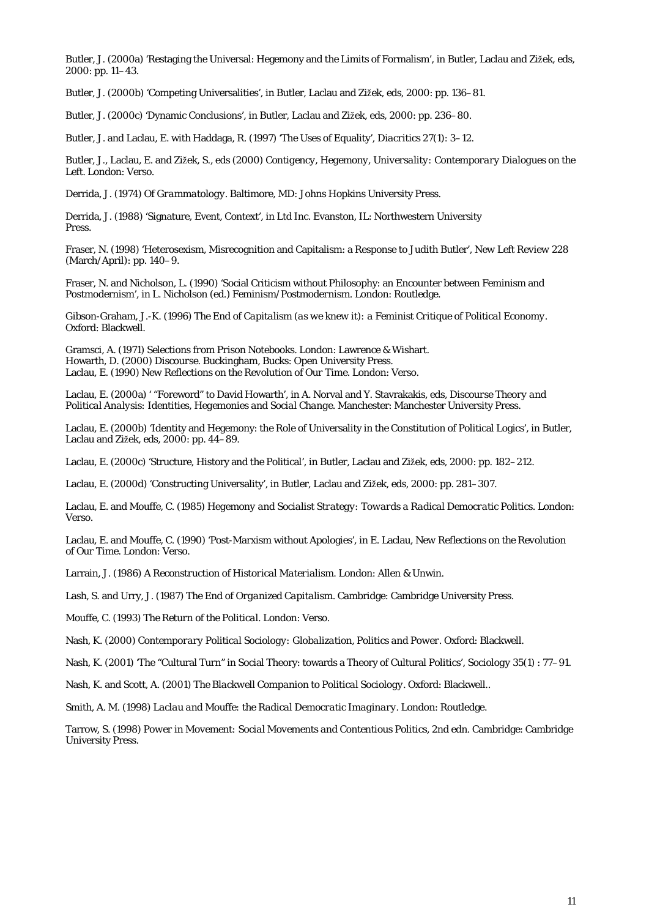Butler, J. (2000a) 'Restaging the Universal: Hegemony and the Limits of Formalism', in Butler, Laclau and Žižek, eds, 2000: pp. 11–43.

Butler, J. (2000b) 'Competing Universalities', in Butler, Laclau and Žižek, eds, 2000: pp. 136–81.

Butler, J. (2000c) 'Dynamic Conclusions', in Butler, Laclau and Žižek, eds, 2000: pp. 236–80.

Butler, J. and Laclau, E. with Haddaga, R. (1997) 'The Uses of Equality', *Diacritics* 27(1): 3–12.

Butler, J., Laclau, E. and Žižek, S., eds (2000) Contigency, *Hegemony, Universality: Contemporary Dialogues* on the Left. London: Verso.

Derrida, J. (1974) *Of Grammatology*. Baltimore, MD: Johns Hopkins University Press.

Derrida, J. (1988) 'Signature, Event, Context', in Ltd Inc. Evanston, IL: Northwestern University Press.

Fraser, N. (1998) 'Heterosexism, Misrecognition and Capitalism: a Response to Judith Butler', New Left Review 228 (March/April): pp. 140–9.

Fraser, N. and Nicholson, L. (1990) 'Social Criticism without Philosophy: an Encounter between Feminism and Postmodernism', in L. Nicholson (ed.) Feminism/Postmodernism. London: Routledge.

Gibson-Graham, J.-K. (1996) *The End of Capitalism (as we knew it): a Feminist Critique of Political Economy*. Oxford: Blackwell.

Gramsci, A. (1971) *Selections from Prison Notebooks*. London: Lawrence & Wishart.
Howarth, D. (2000) Discourse. Buckingham, Bucks: Open University Press.
Laclau, E. (1990) New Reflections on the Revolution of Our Time. London: Verso.

Laclau, E. (2000a) ' "Foreword" to David Howarth', in A. Norval and Y. Stavrakakis, eds, *Discourse Theory and Political Analysis: Identities, Hegemonies and Social Change*. Manchester: Manchester University Press.

Laclau, E. (2000b) 'Identity and Hegemony: the Role of Universality in the Constitution of Political Logics', in Butler, Laclau and Žižek, eds, 2000: pp. 44–89.

Laclau, E. (2000c) 'Structure, History and the Political', in Butler, Laclau and Žižek, eds, 2000: pp. 182–212.

Laclau, E. (2000d) 'Constructing Universality', in Butler, Laclau and Žižek, eds, 2000: pp. 281–307.

Laclau, E. and Mouffe, C. (1985) *Hegemony and Socialist Strategy: Towards a Radical Democratic* Politics. London: Verso.

Laclau, E. and Mouffe, C. (1990) 'Post-Marxism without Apologies', in E. Laclau, New Reflections on the Revolution of Our Time. London: Verso.

Larrain, J. (1986) *A Reconstruction of Historical Materialism*. London: Allen & Unwin.

Lash, S. and Urry, J. (1987) *The End of Organized Capitalism*. Cambridge: Cambridge University Press.

Mouffe, C. (1993) *The Return of the Political*. London: Verso.

Nash, K. (2000) *Contemporary Political Sociology: Globalization, Politics and Power*. Oxford: Blackwell.

Nash, K. (2001) 'The "Cultural Turn" in Social Theory: towards a Theory of Cultural Politics', *Sociology* 35(1) : 77–91.

Nash, K. and Scott, A. (2001) *The Blackwell Companion to Political Sociology*. Oxford: Blackwell..

Smith, A. M. (1998) *Laclau and Mouffe: the Radical Democratic Imaginary*. London: Routledge.

Tarrow, S. (1998) *Power in Movement: Social Movements and Contentious Politics*, 2nd edn. Cambridge: Cambridge University Press.